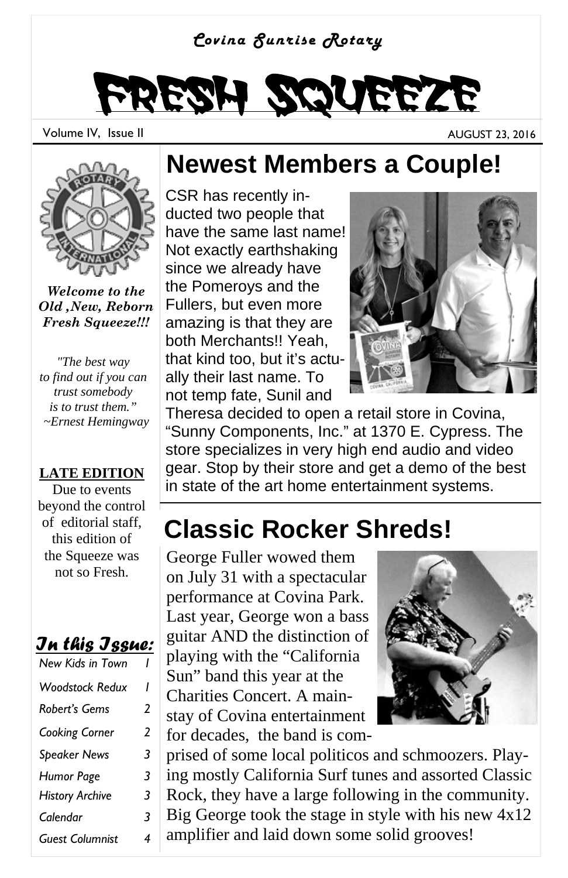*Covina Sunrise Rotary*

# FRESH SQUEEZE

Volume IV, Issue II

AUGUST 23, 2016

***Welcome to the Old ,New, Reborn Fresh Squeeze!!!***

*"The best way to find out if you can trust somebody is to trust them." ~Ernest Hemingway*

**LATE EDITION**

Due to events beyond the control of editorial staff, this edition of the Squeeze was not so Fresh.

***In this Issue:***

| | |
|---|---|
| New Kids in Town | 1 |
| Woodstock Redux | 1 |
| Robert's Gems | 2 |
| Cooking Corner | 2 |
| Speaker News | 3 |
| Humor Page | 3 |
| History Archive | 3 |
| Calendar | 3 |
| Guest Columnist | 4 |

## Newest Members a Couple!

CSR has recently inducted two people that have the same last name! Not exactly earthshaking since we already have the Pomeroys and the Fullers, but even more amazing is that they are both Merchants!! Yeah, that kind too, but it's actually their last name. To not temp fate, Sunil and Theresa decided to open a retail store in Covina, "Sunny Components, Inc." at 1370 E. Cypress. The store specializes in very high end audio and video gear. Stop by their store and get a demo of the best in state of the art home entertainment systems.

## Classic Rocker Shreds!

George Fuller wowed them on July 31 with a spectacular performance at Covina Park. Last year, George won a bass guitar AND the distinction of playing with the "California Sun" band this year at the Charities Concert. A mainstay of Covina entertainment for decades, the band is comprised of some local politicos and schmoozers. Playing mostly California Surf tunes and assorted Classic Rock, they have a large following in the community. Big George took the stage in style with his new 4x12 amplifier and laid down some solid grooves!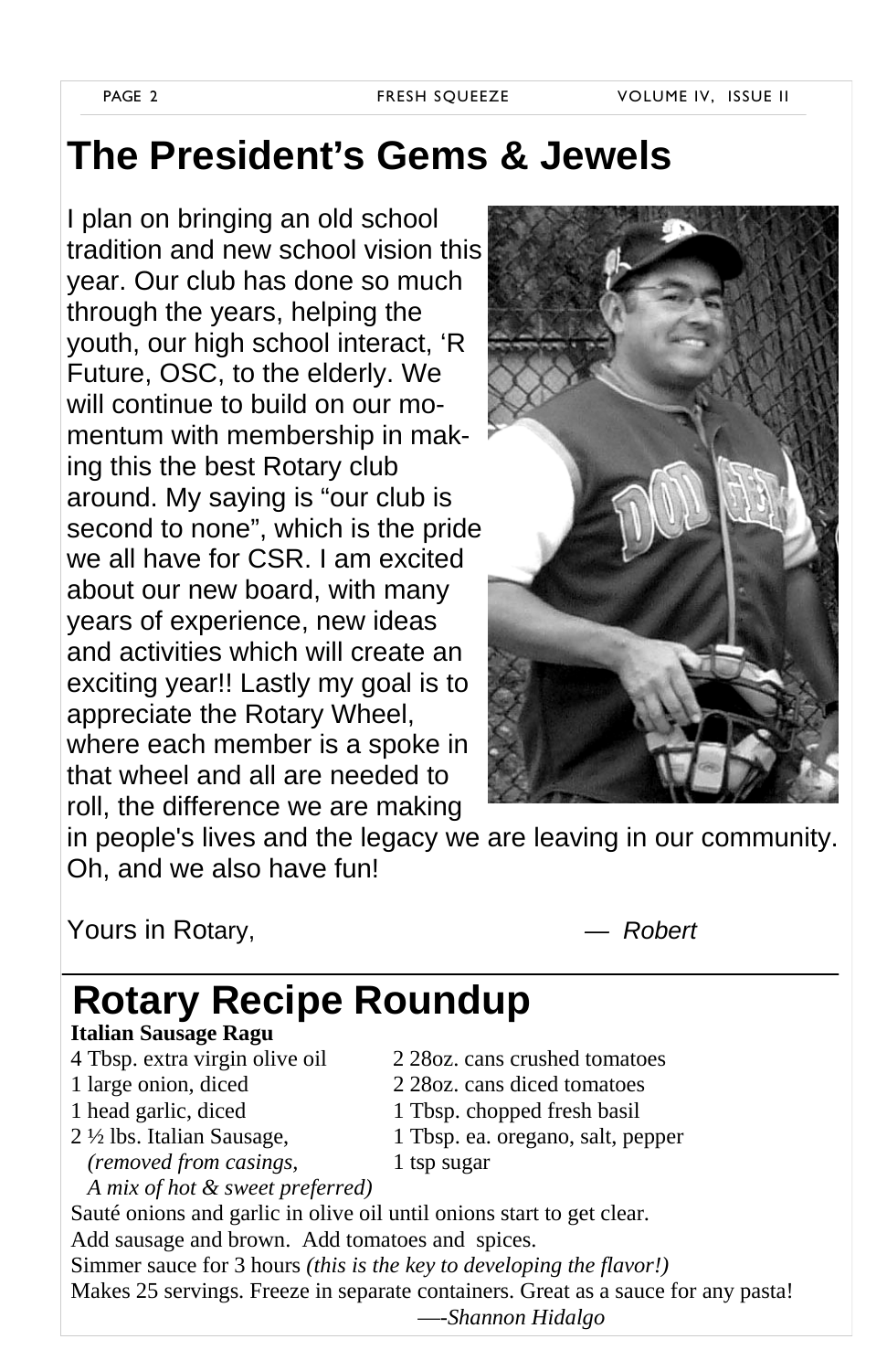# The President's Gems & Jewels

I plan on bringing an old school tradition and new school vision this year. Our club has done so much through the years, helping the youth, our high school interact, 'R Future, OSC, to the elderly. We will continue to build on our momentum with membership in making this the best Rotary club around. My saying is "our club is second to none", which is the pride we all have for CSR. I am excited about our new board, with many years of experience, new ideas and activities which will create an exciting year!! Lastly my goal is to appreciate the Rotary Wheel, where each member is a spoke in that wheel and all are needed to roll, the difference we are making in people's lives and the legacy we are leaving in our community. Oh, and we also have fun!

Yours in Rotary,

— *Robert*

# Rotary Recipe Roundup

**Italian Sausage Ragu**

4 Tbsp. extra virgin olive oil
1 large onion, diced
1 head garlic, diced
2 ½ lbs. Italian Sausage,
*(removed from casings, A mix of hot & sweet preferred)*

2 28oz. cans crushed tomatoes
2 28oz. cans diced tomatoes
1 Tbsp. chopped fresh basil
1 Tbsp. ea. oregano, salt, pepper
1 tsp sugar

Sauté onions and garlic in olive oil until onions start to get clear.
Add sausage and brown. Add tomatoes and spices.
Simmer sauce for 3 hours *(this is the key to developing the flavor!)*
Makes 25 servings. Freeze in separate containers. Great as a sauce for any pasta!

—-*Shannon Hidalgo*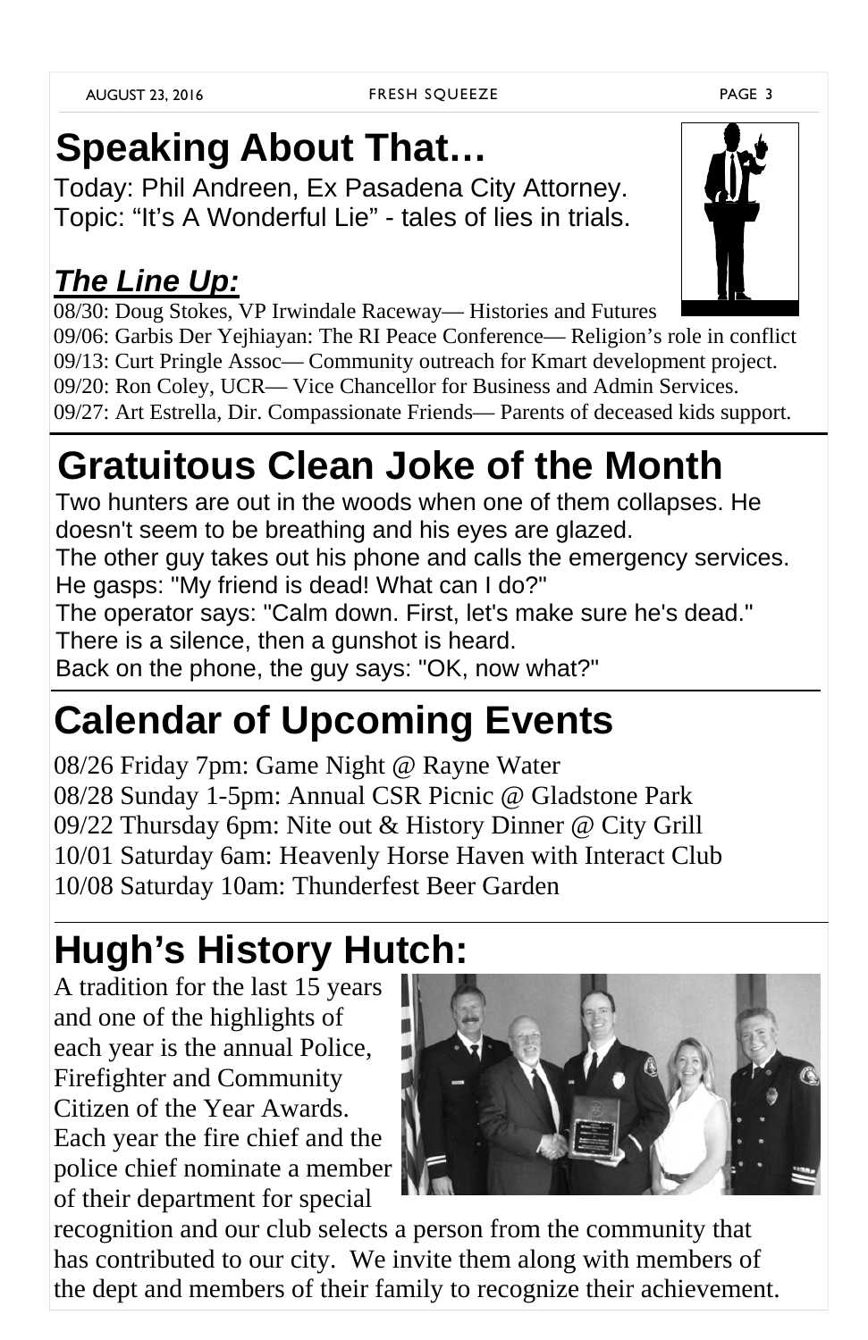# Speaking About That…

Today: Phil Andreen, Ex Pasadena City Attorney.
Topic: "It's A Wonderful Lie" - tales of lies in trials.

## ***The Line Up:***

08/30: Doug Stokes, VP Irwindale Raceway— Histories and Futures
09/06: Garbis Der Yejhiayan: The RI Peace Conference— Religion's role in conflict
09/13: Curt Pringle Assoc— Community outreach for Kmart development project.
09/20: Ron Coley, UCR— Vice Chancellor for Business and Admin Services.
09/27: Art Estrella, Dir. Compassionate Friends— Parents of deceased kids support.

# Gratuitous Clean Joke of the Month

Two hunters are out in the woods when one of them collapses. He doesn't seem to be breathing and his eyes are glazed.
The other guy takes out his phone and calls the emergency services. He gasps: "My friend is dead! What can I do?"
The operator says: "Calm down. First, let's make sure he's dead."
There is a silence, then a gunshot is heard.
Back on the phone, the guy says: "OK, now what?"

# Calendar of Upcoming Events

08/26 Friday 7pm: Game Night @ Rayne Water
08/28 Sunday 1-5pm: Annual CSR Picnic @ Gladstone Park
09/22 Thursday 6pm: Nite out & History Dinner @ City Grill
10/01 Saturday 6am: Heavenly Horse Haven with Interact Club
10/08 Saturday 10am: Thunderfest Beer Garden

# Hugh's History Hutch:

A tradition for the last 15 years and one of the highlights of each year is the annual Police, Firefighter and Community Citizen of the Year Awards. Each year the fire chief and the police chief nominate a member of their department for special recognition and our club selects a person from the community that has contributed to our city. We invite them along with members of the dept and members of their family to recognize their achievement.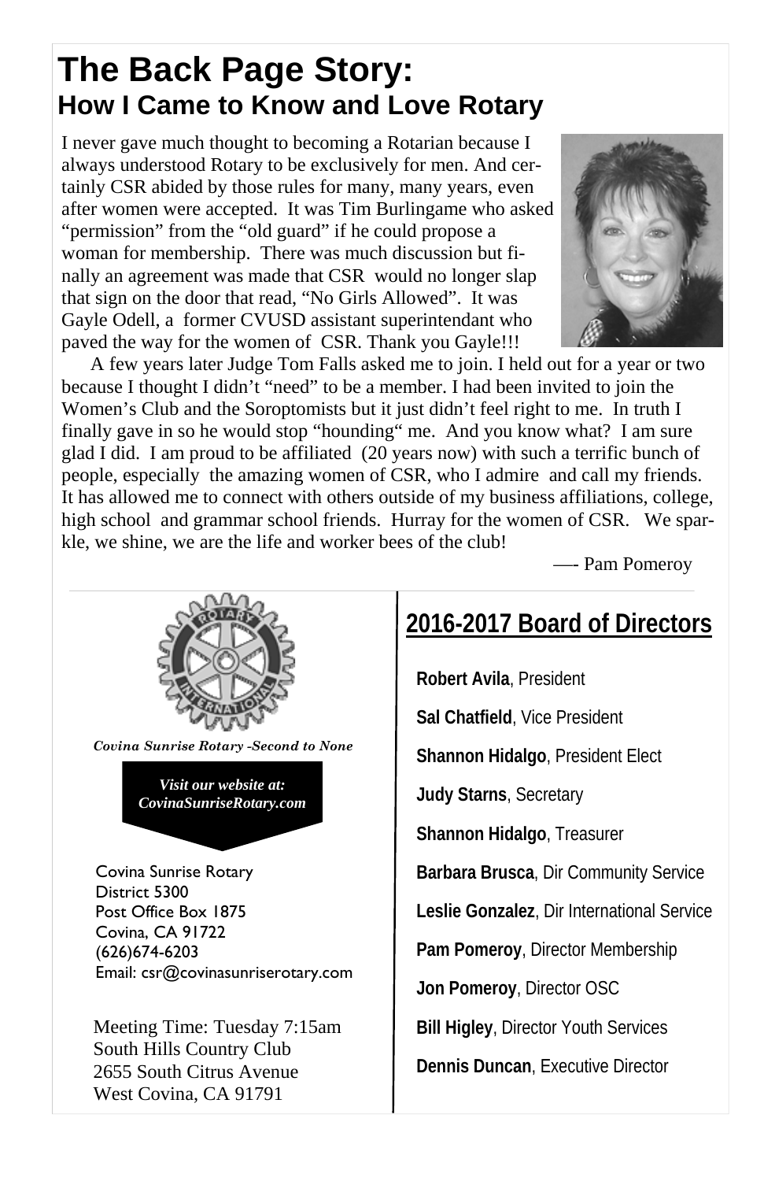# The Back Page Story:

## How I Came to Know and Love Rotary

I never gave much thought to becoming a Rotarian because I always understood Rotary to be exclusively for men. And certainly CSR abided by those rules for many, many years, even after women were accepted. It was Tim Burlingame who asked "permission" from the "old guard" if he could propose a woman for membership. There was much discussion but finally an agreement was made that CSR would no longer slap that sign on the door that read, "No Girls Allowed". It was Gayle Odell, a former CVUSD assistant superintendant who paved the way for the women of CSR. Thank you Gayle!!!

A few years later Judge Tom Falls asked me to join. I held out for a year or two because I thought I didn't "need" to be a member. I had been invited to join the Women's Club and the Soroptomists but it just didn't feel right to me. In truth I finally gave in so he would stop "hounding" me. And you know what? I am sure glad I did. I am proud to be affiliated (20 years now) with such a terrific bunch of people, especially the amazing women of CSR, who I admire and call my friends. It has allowed me to connect with others outside of my business affiliations, college, high school and grammar school friends. Hurray for the women of CSR. We sparkle, we shine, we are the life and worker bees of the club!

—- Pam Pomeroy

*Covina Sunrise Rotary -Second to None*

***Visit our website at: CovinaSunriseRotary.com***

Covina Sunrise Rotary
District 5300
Post Office Box 1875
Covina, CA 91722
(626)674-6203
Email: csr@covinasunriserotary.com

Meeting Time: Tuesday 7:15am
South Hills Country Club
2655 South Citrus Avenue
West Covina, CA 91791

## 2016-2017 Board of Directors

**Robert Avila**, President

**Sal Chatfield**, Vice President

**Shannon Hidalgo**, President Elect

**Judy Starns**, Secretary

**Shannon Hidalgo**, Treasurer

**Barbara Brusca**, Dir Community Service

**Leslie Gonzalez**, Dir International Service

**Pam Pomeroy**, Director Membership

**Jon Pomeroy**, Director OSC

**Bill Higley**, Director Youth Services

**Dennis Duncan**, Executive Director